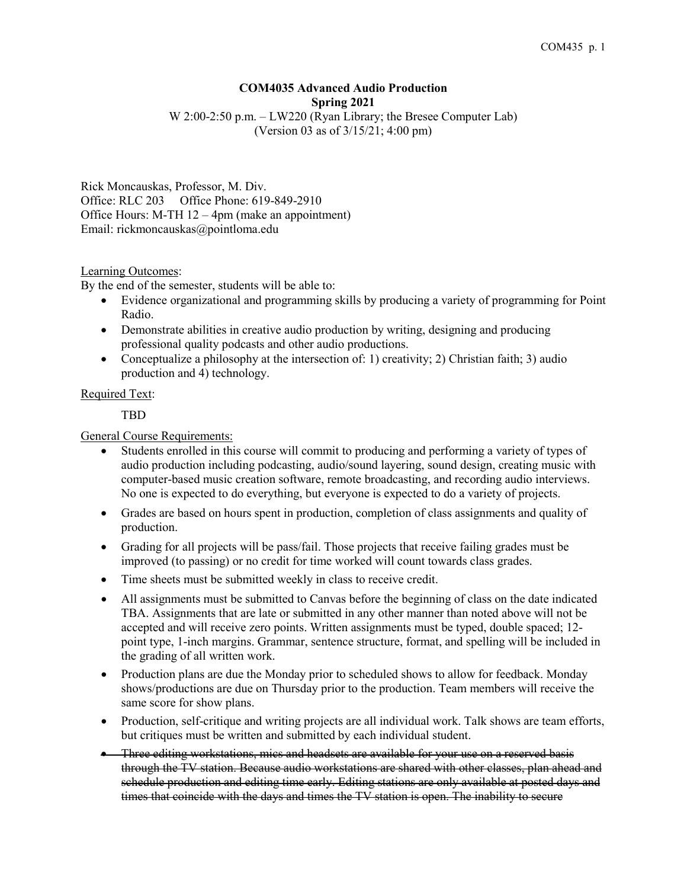**COM4035 Advanced Audio Production**
**Spring 2021**
W 2:00-2:50 p.m. – LW220 (Ryan Library; the Bresee Computer Lab)
(Version 03 as of 3/15/21; 4:00 pm)

Rick Moncauskas, Professor, M. Div.
Office: RLC 203 Office Phone: 619-849-2910
Office Hours: M-TH 12 – 4pm (make an appointment)
Email: rickmoncauskas@pointloma.edu

<u>Learning Outcomes</u>:

By the end of the semester, students will be able to:

- Evidence organizational and programming skills by producing a variety of programming for Point Radio.
- Demonstrate abilities in creative audio production by writing, designing and producing professional quality podcasts and other audio productions.
- Conceptualize a philosophy at the intersection of: 1) creativity; 2) Christian faith; 3) audio production and 4) technology.

<u>Required Text</u>:

TBD

<u>General Course Requirements:</u>

- Students enrolled in this course will commit to producing and performing a variety of types of audio production including podcasting, audio/sound layering, sound design, creating music with computer-based music creation software, remote broadcasting, and recording audio interviews. No one is expected to do everything, but everyone is expected to do a variety of projects.
- Grades are based on hours spent in production, completion of class assignments and quality of production.
- Grading for all projects will be pass/fail. Those projects that receive failing grades must be improved (to passing) or no credit for time worked will count towards class grades.
- Time sheets must be submitted weekly in class to receive credit.
- All assignments must be submitted to Canvas before the beginning of class on the date indicated TBA. Assignments that are late or submitted in any other manner than noted above will not be accepted and will receive zero points. Written assignments must be typed, double spaced; 12-point type, 1-inch margins. Grammar, sentence structure, format, and spelling will be included in the grading of all written work.
- Production plans are due the Monday prior to scheduled shows to allow for feedback. Monday shows/productions are due on Thursday prior to the production. Team members will receive the same score for show plans.
- Production, self-critique and writing projects are all individual work. Talk shows are team efforts, but critiques must be written and submitted by each individual student.
- ~~Three editing workstations, mics and headsets are available for your use on a reserved basis through the TV station. Because audio workstations are shared with other classes, plan ahead and schedule production and editing time early. Editing stations are only available at posted days and times that coincide with the days and times the TV station is open. The inability to secure~~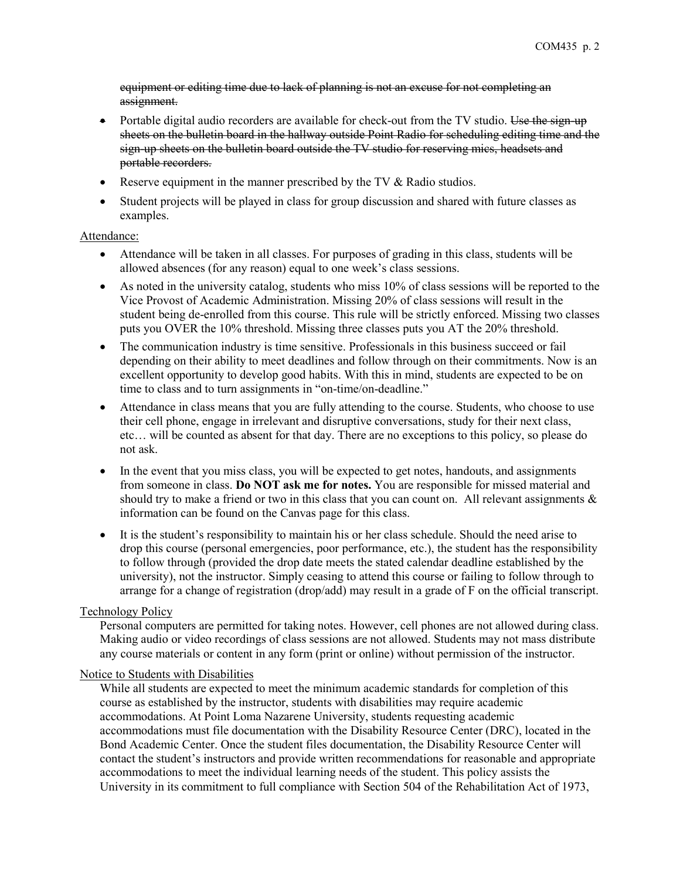~~equipment or editing time due to lack of planning is not an excuse for not completing an assignment.~~

- Portable digital audio recorders are available for check-out from the TV studio. ~~Use the sign-up sheets on the bulletin board in the hallway outside Point Radio for scheduling editing time and the sign-up sheets on the bulletin board outside the TV studio for reserving mics, headsets and portable recorders.~~
- Reserve equipment in the manner prescribed by the TV & Radio studios.
- Student projects will be played in class for group discussion and shared with future classes as examples.

Attendance:

- Attendance will be taken in all classes. For purposes of grading in this class, students will be allowed absences (for any reason) equal to one week's class sessions.
- As noted in the university catalog, students who miss 10% of class sessions will be reported to the Vice Provost of Academic Administration. Missing 20% of class sessions will result in the student being de-enrolled from this course. This rule will be strictly enforced. Missing two classes puts you OVER the 10% threshold. Missing three classes puts you AT the 20% threshold.
- The communication industry is time sensitive. Professionals in this business succeed or fail depending on their ability to meet deadlines and follow through on their commitments. Now is an excellent opportunity to develop good habits. With this in mind, students are expected to be on time to class and to turn assignments in "on-time/on-deadline."
- Attendance in class means that you are fully attending to the course. Students, who choose to use their cell phone, engage in irrelevant and disruptive conversations, study for their next class, etc… will be counted as absent for that day. There are no exceptions to this policy, so please do not ask.
- In the event that you miss class, you will be expected to get notes, handouts, and assignments from someone in class. **Do NOT ask me for notes.** You are responsible for missed material and should try to make a friend or two in this class that you can count on. All relevant assignments & information can be found on the Canvas page for this class.
- It is the student's responsibility to maintain his or her class schedule. Should the need arise to drop this course (personal emergencies, poor performance, etc.), the student has the responsibility to follow through (provided the drop date meets the stated calendar deadline established by the university), not the instructor. Simply ceasing to attend this course or failing to follow through to arrange for a change of registration (drop/add) may result in a grade of F on the official transcript.

Technology Policy

Personal computers are permitted for taking notes. However, cell phones are not allowed during class. Making audio or video recordings of class sessions are not allowed. Students may not mass distribute any course materials or content in any form (print or online) without permission of the instructor.

Notice to Students with Disabilities

While all students are expected to meet the minimum academic standards for completion of this course as established by the instructor, students with disabilities may require academic accommodations. At Point Loma Nazarene University, students requesting academic accommodations must file documentation with the Disability Resource Center (DRC), located in the Bond Academic Center. Once the student files documentation, the Disability Resource Center will contact the student's instructors and provide written recommendations for reasonable and appropriate accommodations to meet the individual learning needs of the student. This policy assists the University in its commitment to full compliance with Section 504 of the Rehabilitation Act of 1973,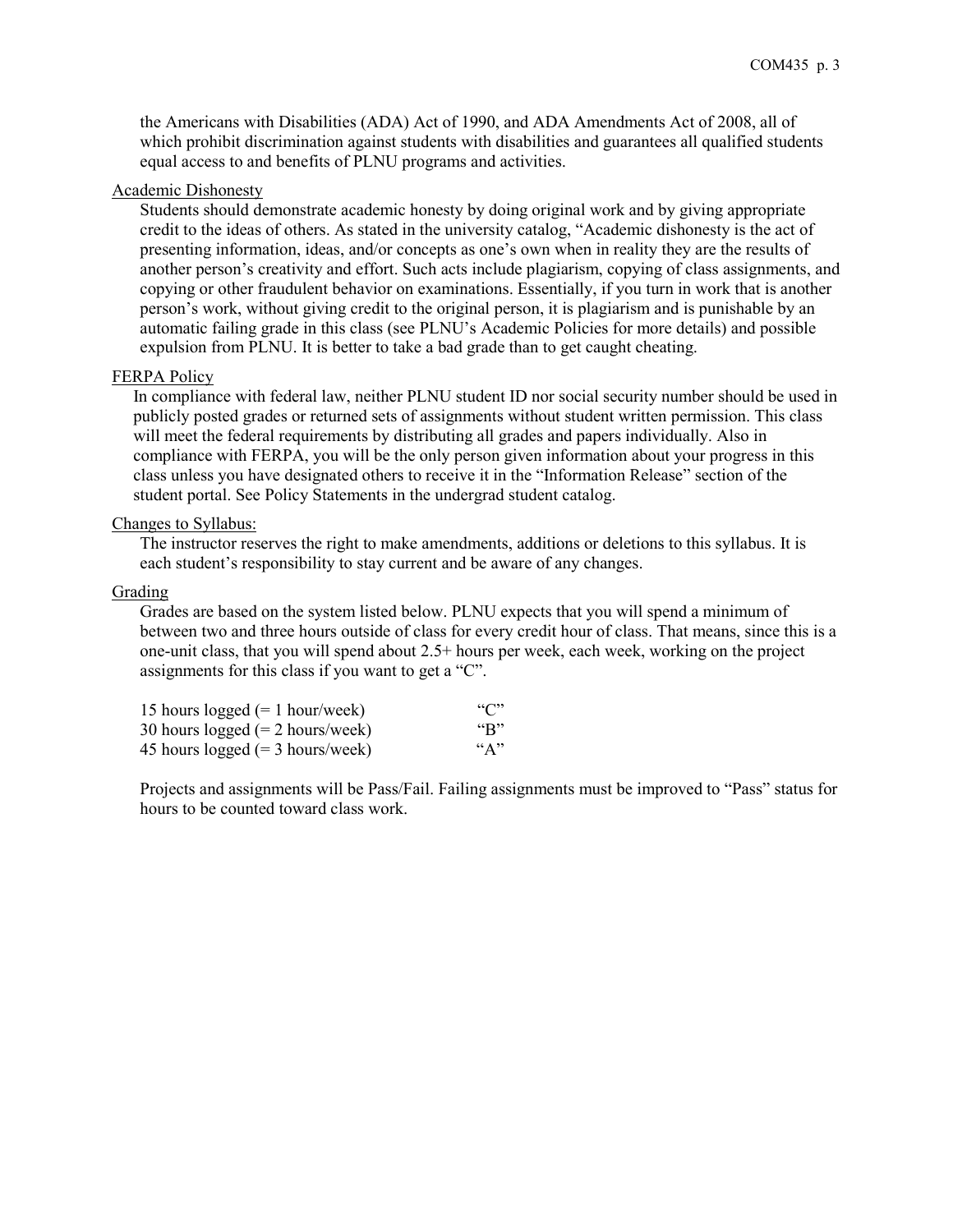the Americans with Disabilities (ADA) Act of 1990, and ADA Amendments Act of 2008, all of which prohibit discrimination against students with disabilities and guarantees all qualified students equal access to and benefits of PLNU programs and activities.

## Academic Dishonesty

Students should demonstrate academic honesty by doing original work and by giving appropriate credit to the ideas of others. As stated in the university catalog, "Academic dishonesty is the act of presenting information, ideas, and/or concepts as one's own when in reality they are the results of another person's creativity and effort. Such acts include plagiarism, copying of class assignments, and copying or other fraudulent behavior on examinations. Essentially, if you turn in work that is another person's work, without giving credit to the original person, it is plagiarism and is punishable by an automatic failing grade in this class (see PLNU's Academic Policies for more details) and possible expulsion from PLNU. It is better to take a bad grade than to get caught cheating.

## FERPA Policy

In compliance with federal law, neither PLNU student ID nor social security number should be used in publicly posted grades or returned sets of assignments without student written permission. This class will meet the federal requirements by distributing all grades and papers individually. Also in compliance with FERPA, you will be the only person given information about your progress in this class unless you have designated others to receive it in the "Information Release" section of the student portal. See Policy Statements in the undergrad student catalog.

## Changes to Syllabus:

The instructor reserves the right to make amendments, additions or deletions to this syllabus. It is each student's responsibility to stay current and be aware of any changes.

## Grading

Grades are based on the system listed below. PLNU expects that you will spend a minimum of between two and three hours outside of class for every credit hour of class. That means, since this is a one-unit class, that you will spend about 2.5+ hours per week, each week, working on the project assignments for this class if you want to get a "C".

| | |
|---|---|
| 15 hours logged (= 1 hour/week) | "C" |
| 30 hours logged (= 2 hours/week) | "B" |
| 45 hours logged (= 3 hours/week) | "A" |

Projects and assignments will be Pass/Fail. Failing assignments must be improved to "Pass" status for hours to be counted toward class work.